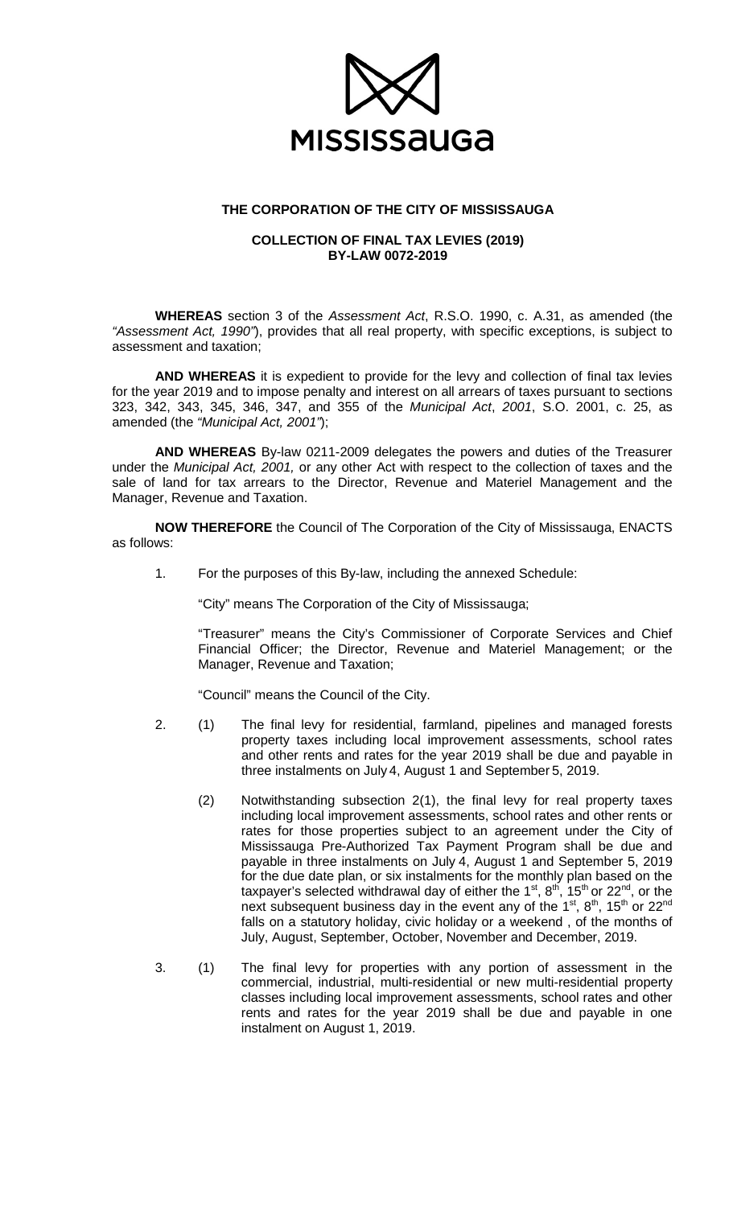MISSISSAUGA

**THE CORPORATION OF THE CITY OF MISSISSAUGA**

**COLLECTION OF FINAL TAX LEVIES (2019)**
**BY-LAW 0072-2019**

**WHEREAS** section 3 of the *Assessment Act*, R.S.O. 1990, c. A.31, as amended (the *"Assessment Act, 1990"*), provides that all real property, with specific exceptions, is subject to assessment and taxation;

**AND WHEREAS** it is expedient to provide for the levy and collection of final tax levies for the year 2019 and to impose penalty and interest on all arrears of taxes pursuant to sections 323, 342, 343, 345, 346, 347, and 355 of the *Municipal Act*, *2001*, S.O. 2001, c. 25, as amended (the *"Municipal Act, 2001"*);

**AND WHEREAS** By-law 0211-2009 delegates the powers and duties of the Treasurer under the *Municipal Act, 2001,* or any other Act with respect to the collection of taxes and the sale of land for tax arrears to the Director, Revenue and Materiel Management and the Manager, Revenue and Taxation.

**NOW THEREFORE** the Council of The Corporation of the City of Mississauga, ENACTS as follows:

1. For the purposes of this By-law, including the annexed Schedule:

   "City" means The Corporation of the City of Mississauga;

   "Treasurer" means the City's Commissioner of Corporate Services and Chief Financial Officer; the Director, Revenue and Materiel Management; or the Manager, Revenue and Taxation;

   "Council" means the Council of the City.

2. (1) The final levy for residential, farmland, pipelines and managed forests property taxes including local improvement assessments, school rates and other rents and rates for the year 2019 shall be due and payable in three instalments on July 4, August 1 and September 5, 2019.

   (2) Notwithstanding subsection 2(1), the final levy for real property taxes including local improvement assessments, school rates and other rents or rates for those properties subject to an agreement under the City of Mississauga Pre-Authorized Tax Payment Program shall be due and payable in three instalments on July 4, August 1 and September 5, 2019 for the due date plan, or six instalments for the monthly plan based on the taxpayer's selected withdrawal day of either the 1st, 8th, 15th or 22nd, or the next subsequent business day in the event any of the 1st, 8th, 15th or 22nd falls on a statutory holiday, civic holiday or a weekend , of the months of July, August, September, October, November and December, 2019.

3. (1) The final levy for properties with any portion of assessment in the commercial, industrial, multi-residential or new multi-residential property classes including local improvement assessments, school rates and other rents and rates for the year 2019 shall be due and payable in one instalment on August 1, 2019.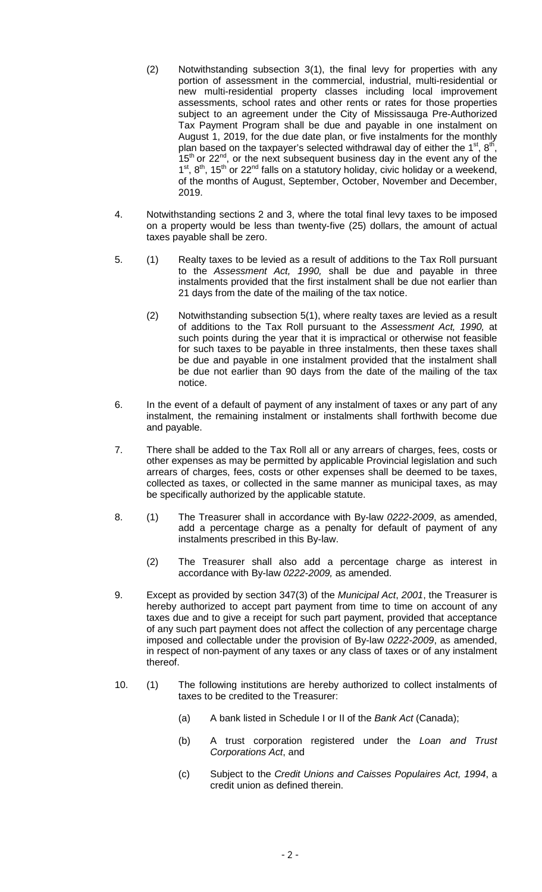(2) Notwithstanding subsection 3(1), the final levy for properties with any portion of assessment in the commercial, industrial, multi-residential or new multi-residential property classes including local improvement assessments, school rates and other rents or rates for those properties subject to an agreement under the City of Mississauga Pre-Authorized Tax Payment Program shall be due and payable in one instalment on August 1, 2019, for the due date plan, or five instalments for the monthly plan based on the taxpayer's selected withdrawal day of either the 1st, 8th, 15th or 22nd, or the next subsequent business day in the event any of the 1st, 8th, 15th or 22nd falls on a statutory holiday, civic holiday or a weekend, of the months of August, September, October, November and December, 2019.

4. Notwithstanding sections 2 and 3, where the total final levy taxes to be imposed on a property would be less than twenty-five (25) dollars, the amount of actual taxes payable shall be zero.

5. (1) Realty taxes to be levied as a result of additions to the Tax Roll pursuant to the *Assessment Act, 1990,* shall be due and payable in three instalments provided that the first instalment shall be due not earlier than 21 days from the date of the mailing of the tax notice.

   (2) Notwithstanding subsection 5(1), where realty taxes are levied as a result of additions to the Tax Roll pursuant to the *Assessment Act, 1990,* at such points during the year that it is impractical or otherwise not feasible for such taxes to be payable in three instalments, then these taxes shall be due and payable in one instalment provided that the instalment shall be due not earlier than 90 days from the date of the mailing of the tax notice.

6. In the event of a default of payment of any instalment of taxes or any part of any instalment, the remaining instalment or instalments shall forthwith become due and payable.

7. There shall be added to the Tax Roll all or any arrears of charges, fees, costs or other expenses as may be permitted by applicable Provincial legislation and such arrears of charges, fees, costs or other expenses shall be deemed to be taxes, collected as taxes, or collected in the same manner as municipal taxes, as may be specifically authorized by the applicable statute.

8. (1) The Treasurer shall in accordance with By-law *0222-2009*, as amended, add a percentage charge as a penalty for default of payment of any instalments prescribed in this By-law.

   (2) The Treasurer shall also add a percentage charge as interest in accordance with By-law *0222-2009,* as amended.

9. Except as provided by section 347(3) of the *Municipal Act*, *2001*, the Treasurer is hereby authorized to accept part payment from time to time on account of any taxes due and to give a receipt for such part payment, provided that acceptance of any such part payment does not affect the collection of any percentage charge imposed and collectable under the provision of By-law *0222-2009*, as amended, in respect of non-payment of any taxes or any class of taxes or of any instalment thereof.

10. (1) The following institutions are hereby authorized to collect instalments of taxes to be credited to the Treasurer:

    (a) A bank listed in Schedule I or II of the *Bank Act* (Canada);

    (b) A trust corporation registered under the *Loan and Trust Corporations Act*, and

    (c) Subject to the *Credit Unions and Caisses Populaires Act, 1994*, a credit union as defined therein.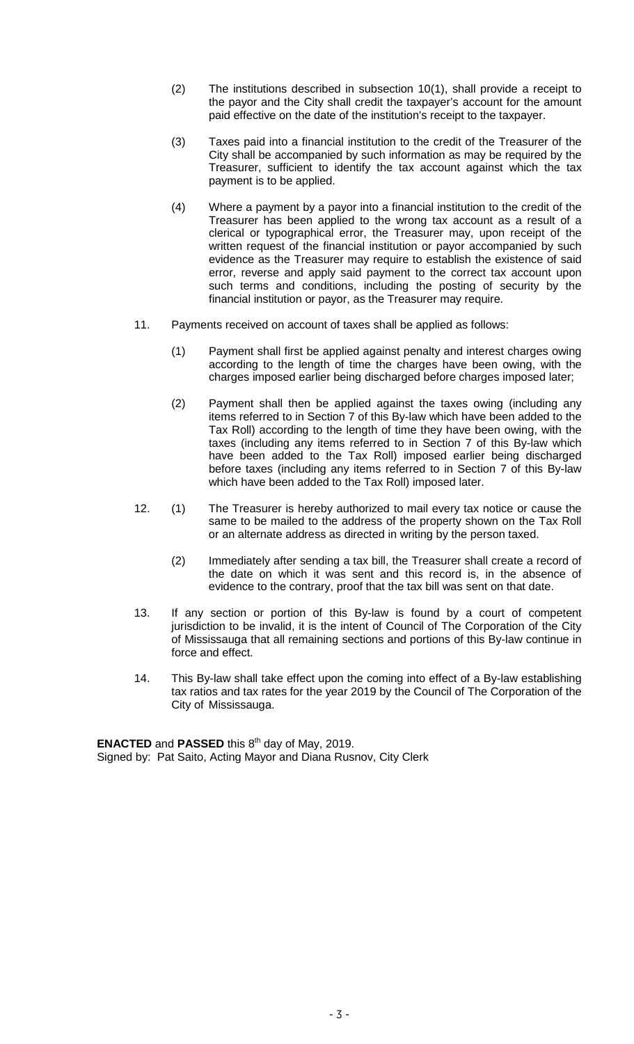(2) The institutions described in subsection 10(1), shall provide a receipt to the payor and the City shall credit the taxpayer's account for the amount paid effective on the date of the institution's receipt to the taxpayer.

(3) Taxes paid into a financial institution to the credit of the Treasurer of the City shall be accompanied by such information as may be required by the Treasurer, sufficient to identify the tax account against which the tax payment is to be applied.

(4) Where a payment by a payor into a financial institution to the credit of the Treasurer has been applied to the wrong tax account as a result of a clerical or typographical error, the Treasurer may, upon receipt of the written request of the financial institution or payor accompanied by such evidence as the Treasurer may require to establish the existence of said error, reverse and apply said payment to the correct tax account upon such terms and conditions, including the posting of security by the financial institution or payor, as the Treasurer may require.

11. Payments received on account of taxes shall be applied as follows:

(1) Payment shall first be applied against penalty and interest charges owing according to the length of time the charges have been owing, with the charges imposed earlier being discharged before charges imposed later;

(2) Payment shall then be applied against the taxes owing (including any items referred to in Section 7 of this By-law which have been added to the Tax Roll) according to the length of time they have been owing, with the taxes (including any items referred to in Section 7 of this By-law which have been added to the Tax Roll) imposed earlier being discharged before taxes (including any items referred to in Section 7 of this By-law which have been added to the Tax Roll) imposed later.

12. (1) The Treasurer is hereby authorized to mail every tax notice or cause the same to be mailed to the address of the property shown on the Tax Roll or an alternate address as directed in writing by the person taxed.

(2) Immediately after sending a tax bill, the Treasurer shall create a record of the date on which it was sent and this record is, in the absence of evidence to the contrary, proof that the tax bill was sent on that date.

13. If any section or portion of this By-law is found by a court of competent jurisdiction to be invalid, it is the intent of Council of The Corporation of the City of Mississauga that all remaining sections and portions of this By-law continue in force and effect.

14. This By-law shall take effect upon the coming into effect of a By-law establishing tax ratios and tax rates for the year 2019 by the Council of The Corporation of the City of Mississauga.

**ENACTED** and **PASSED** this 8th day of May, 2019.
Signed by: Pat Saito, Acting Mayor and Diana Rusnov, City Clerk